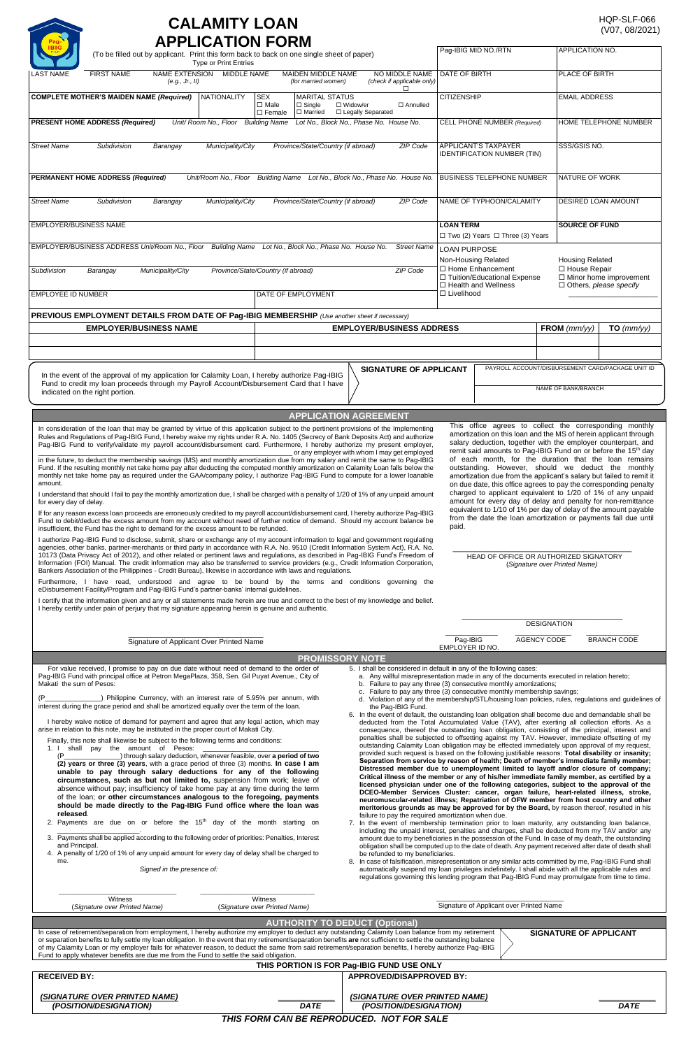# CALAMITY LOAN APPLICATION FORM

HQP-SLF-066
(V07, 08/2021)

(To be filled out by applicant. Print this form back to back on one single sheet of paper)
Type or Print Entries

| Pag-IBIG MID NO./RTN | APPLICATION NO. |
|---|---|

| LAST NAME | FIRST NAME | NAME EXTENSION (e.g., Jr., II) | MIDDLE NAME | MAIDEN MIDDLE NAME (for married women) | NO MIDDLE NAME (check if applicable only) ☐ | DATE OF BIRTH | PLACE OF BIRTH |
|---|---|---|---|---|---|---|---|

| COMPLETE MOTHER'S MAIDEN NAME (Required) | NATIONALITY | SEX ☐ Male ☐ Female | MARITAL STATUS ☐ Single ☐ Widow/er ☐ Annulled ☐ Married ☐ Legally Separated | CITIZENSHIP | EMAIL ADDRESS |
|---|---|---|---|---|---|

**PRESENT HOME ADDRESS (Required)** Unit/ Room No., Floor | Building Name | Lot No., Block No., Phase No. House No. | Street Name | Subdivision | Barangay | Municipality/City | Province/State/Country (if abroad) | ZIP Code

CELL PHONE NUMBER (Required) | HOME TELEPHONE NUMBER

APPLICANT'S TAXPAYER IDENTIFICATION NUMBER (TIN) | SSS/GSIS NO.

**PERMANENT HOME ADDRESS (Required)** Unit/Room No., Floor | Building Name | Lot No., Block No., Phase No. House No. | Street Name | Subdivision | Barangay | Municipality/City | Province/State/Country (if abroad) | ZIP Code

BUSINESS TELEPHONE NUMBER | NATURE OF WORK

NAME OF TYPHOON/CALAMITY | DESIRED LOAN AMOUNT

EMPLOYER/BUSINESS NAME

**LOAN TERM** ☐ Two (2) Years ☐ Three (3) Years | **SOURCE OF FUND**

EMPLOYER/BUSINESS ADDRESS Unit/Room No., Floor | Building Name | Lot No., Block No., Phase No. House No. | Street Name | Subdivision | Barangay | Municipality/City | Province/State/Country (if abroad) | ZIP Code

LOAN PURPOSE

| Non-Housing Related | Housing Related |
|---|---|
| ☐ Home Enhancement | ☐ House Repair |
| ☐ Tuition/Educational Expense | ☐ Minor home improvement |
| ☐ Health and Wellness | ☐ Others, please specify ________ |
| ☐ Livelihood | |

| EMPLOYEE ID NUMBER | DATE OF EMPLOYMENT |
|---|---|

**PREVIOUS EMPLOYMENT DETAILS FROM DATE OF Pag-IBIG MEMBERSHIP** (Use another sheet if necessary)

| EMPLOYER/BUSINESS NAME | EMPLOYER/BUSINESS ADDRESS | FROM (mm/yy) | TO (mm/yy) |
|---|---|---|---|
| | | | |
| | | | |

In the event of the approval of my application for Calamity Loan, I hereby authorize Pag-IBIG Fund to credit my loan proceeds through my Payroll Account/Disbursement Card that I have indicated on the right portion.

**SIGNATURE OF APPLICANT**

PAYROLL ACCOUNT/DISBURSEMENT CARD/PACKAGE UNIT ID

NAME OF BANK/BRANCH

## APPLICATION AGREEMENT

In consideration of the loan that may be granted by virtue of this application subject to the pertinent provisions of the Implementing Rules and Regulations of Pag-IBIG Fund, I hereby waive my rights under R.A. No. 1405 (Secrecy of Bank Deposits Act) and authorize Pag-IBIG Fund to verify/validate my payroll account/disbursement card. Furthermore, I hereby authorize my present employer, ____________________ or any employer with whom I may get employed in the future, to deduct the membership savings (MS) and monthly amortization due from my salary and remit the same to Pag-IBIG Fund. If the resulting monthly net take home pay after deducting the computed monthly amortization on Calamity Loan falls below the monthly net take home pay as required under the GAA/company policy, I authorize Pag-IBIG Fund to compute for a lower loanable amount.

I understand that should I fail to pay the monthly amortization due, I shall be charged with a penalty of 1/20 of 1% of any unpaid amount for every day of delay.

If for any reason excess loan proceeds are erroneously credited to my payroll account/disbursement card, I hereby authorize Pag-IBIG Fund to debit/deduct the excess amount from my account without need of further notice of demand. Should my account balance be insufficient, the Fund has the right to demand for the excess amount to be refunded.

I authorize Pag-IBIG Fund to disclose, submit, share or exchange any of my account information to legal and government regulating agencies, other banks, partner-merchants or third party in accordance with R.A. No. 9510 (Credit Information System Act), R.A. No. 10173 (Data Privacy Act of 2012), and other related or pertinent laws and regulations, as described in Pag-IBIG Fund's Freedom of Information (FOI) Manual. The credit information may also be transferred to service providers (e.g., Credit Information Corporation, Bankers Association of the Philippines - Credit Bureau), likewise in accordance with laws and regulations.

Furthermore, I have read, understood and agree to be bound by the terms and conditions governing the eDisbursement Facility/Program and Pag-IBIG Fund's partner-banks' internal guidelines.

I certify that the information given and any or all statements made herein are true and correct to the best of my knowledge and belief. I hereby certify under pain of perjury that my signature appearing herein is genuine and authentic.

____________________
Signature of Applicant Over Printed Name

This office agrees to collect the corresponding monthly amortization on this loan and the MS of herein applicant through salary deduction, together with the employer counterpart, and remit said amounts to Pag-IBIG Fund on or before the 15th day of each month, for the duration that the loan remains outstanding. However, should we deduct the monthly amortization due from the applicant's salary but failed to remit it on due date, this office agrees to pay the corresponding penalty charged to applicant equivalent to 1/20 of 1% of any unpaid amount for every day of delay and penalty for non-remittance equivalent to 1/10 of 1% per day of delay of the amount payable from the date the loan amortization or payments fall due until paid.

____________________
HEAD OF OFFICE OR AUTHORIZED SIGNATORY
(Signature over Printed Name)

____________________
DESIGNATION

Pag-IBIG EMPLOYER ID NO. | AGENCY CODE | BRANCH CODE

## PROMISSORY NOTE

For value received, I promise to pay on due date without need of demand to the order of Pag-IBIG Fund with principal office at Petron MegaPlaza, 358, Sen. Gil Puyat Avenue., City of Makati the sum of Pesos:

(P______________) Philippine Currency, with an interest rate of 5.95% per annum, with interest during the grace period and shall be amortized equally over the term of the loan.

I hereby waive notice of demand for payment and agree that any legal action, which may arise in relation to this note, may be instituted in the proper court of Makati City.

Finally, this note shall likewise be subject to the following terms and conditions:

1. I shall pay the amount of Pesos: ____________________ (P____________) through salary deduction, whenever feasible, over **a period of two (2) years or three (3) years**, with a grace period of three (3) months. **In case I am unable to pay through salary deductions for any of the following circumstances, such as but not limited to,** suspension from work; leave of absence without pay; insufficiency of take home pay at any time during the term of the loan; **or other circumstances analogous to the foregoing, payments should be made directly to the Pag-IBIG Fund office where the loan was released**.
2. Payments are due on or before the 15th day of the month starting on ____________________.
3. Payments shall be applied according to the following order of priorities: Penalties, Interest and Principal.
4. A penalty of 1/20 of 1% of any unpaid amount for every day of delay shall be charged to me.
5. I shall be considered in default in any of the following cases:
   a. Any willful misrepresentation made in any of the documents executed in relation hereto;
   b. Failure to pay any three (3) consecutive monthly amortizations;
   c. Failure to pay any three (3) consecutive monthly membership savings;
   d. Violation of any of the membership/STL/housing loan policies, rules, regulations and guidelines of the Pag-IBIG Fund.
6. In the event of default, the outstanding loan obligation shall become due and demandable and shall be deducted from the Total Accumulated Value (TAV), after exerting all collection efforts. As a consequence, thereof the outstanding loan obligation, consisting of the principal, interest and penalties shall be subjected to offsetting against my TAV. However, immediate offsetting of my outstanding Calamity Loan obligation may be effected immediately upon approval of my request, provided such request is based on the following justifiable reasons: **Total disability or insanity; Separation from service by reason of health; Death of member's immediate family member; Distressed member due to unemployment limited to layoff and/or closure of company; Critical illness of the member or any of his/her immediate family member, as certified by a licensed physician under one of the following categories, subject to the approval of the DCEO-Member Services Cluster: cancer, organ failure, heart-related illness, stroke, neuromuscular-related illness; Repatriation of OFW member from host country and other meritorious grounds as may be approved for by the Board,** by reason thereof, resulted in his failure to pay the required amortization when due.
7. In the event of membership termination prior to loan maturity, any outstanding loan balance, including the unpaid interest, penalties and charges, shall be deducted from my TAV and/or any amount due to my beneficiaries in the possession of the Fund. In case of my death, the outstanding obligation shall be computed up to the date of death. Any payment received after date of death shall be refunded to my beneficiaries.
8. In case of falsification, misrepresentation or any similar acts committed by me, Pag-IBIG Fund shall automatically suspend my loan privileges indefinitely. I shall abide with all the applicable rules and regulations governing this lending program that Pag-IBIG Fund may promulgate from time to time.

*Signed in the presence of:*

____________________ Witness (Signature over Printed Name)

____________________ Witness (Signature over Printed Name)

____________________
Signature of Applicant over Printed Name

## AUTHORITY TO DEDUCT (Optional)

In case of retirement/separation from employment, I hereby authorize my employer to deduct any outstanding Calamity Loan balance from my retirement or separation benefits to fully settle my loan obligation. In the event that my retirement/separation benefits **are** not sufficient to settle the outstanding balance of my Calamity Loan or my employer failed for whatever reason, to deduct the same from said retirement/separation benefits, I hereby authorize Pag-IBIG Fund to apply whatever benefits are due me from the Fund to settle the said obligation.

**SIGNATURE OF APPLICANT**

### THIS PORTION IS FOR Pag-IBIG FUND USE ONLY

| RECEIVED BY: | | APPROVED/DISAPPROVED BY: | |
|---|---|---|---|
| *(SIGNATURE OVER PRINTED NAME)* *(POSITION/DESIGNATION)* | *DATE* | *(SIGNATURE OVER PRINTED NAME)* *(POSITION/DESIGNATION)* | *DATE* |

***THIS FORM CAN BE REPRODUCED. NOT FOR SALE***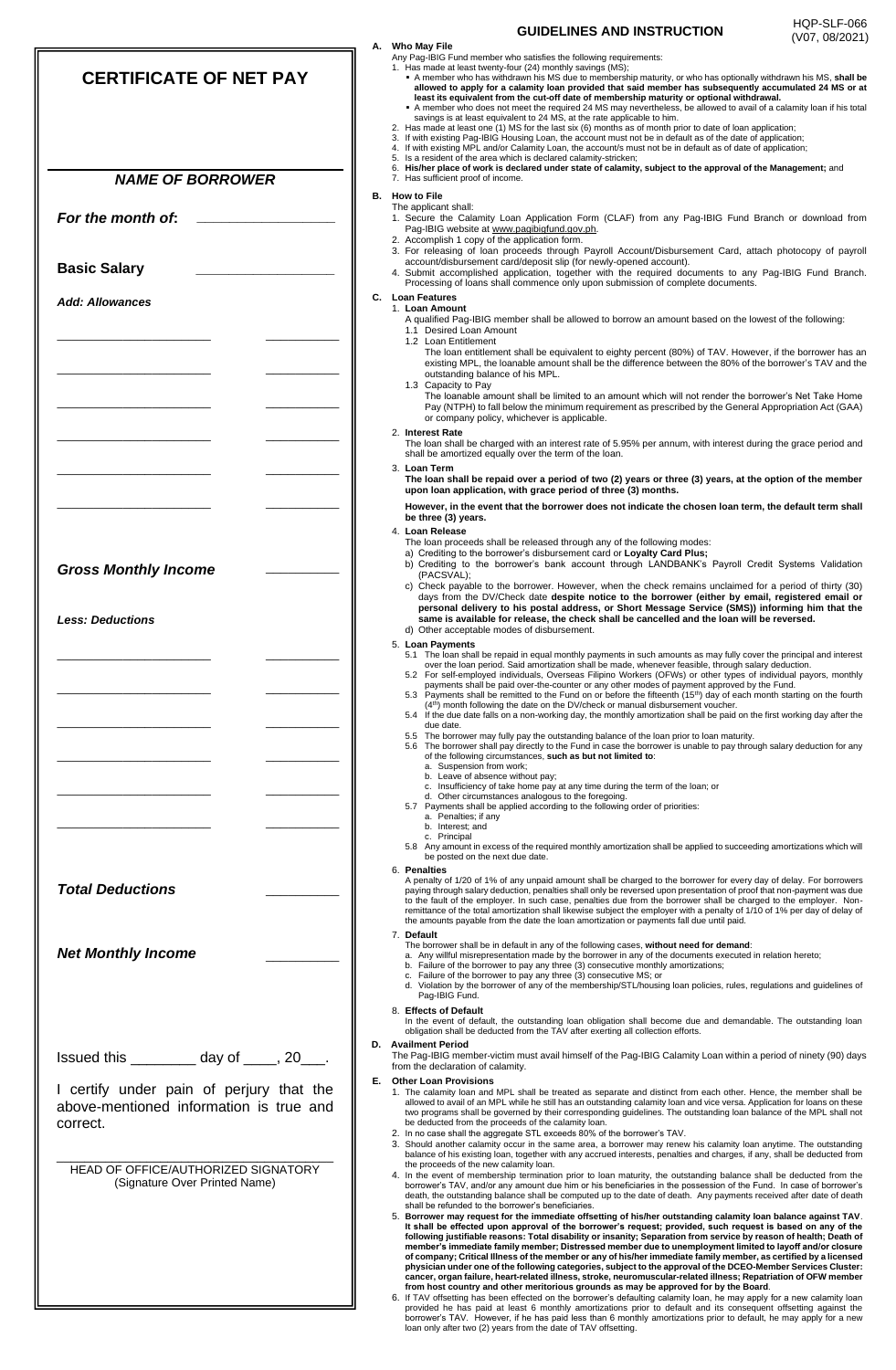# CERTIFICATE OF NET PAY

***NAME OF BORROWER***

***For the month of:*** _______________

**Basic Salary** ___________________

***Add: Allowances***

_____________________ __________

_____________________ __________

_____________________ __________

_____________________ __________

_____________________ __________

_____________________ __________

***Gross Monthly Income*** __________

***Less: Deductions***

_____________________ __________

_____________________ __________

_____________________ __________

_____________________ __________

_____________________ __________

_____________________ __________

***Total Deductions*** __________

***Net Monthly Income*** __________

Issued this ________ day of ____, 20___.

I certify under pain of perjury that the above-mentioned information is true and correct.

_____________________________________
HEAD OF OFFICE/AUTHORIZED SIGNATORY
(Signature Over Printed Name)

## GUIDELINES AND INSTRUCTION

HQP-SLF-066
(V07, 08/2021)

**A. Who May File**

Any Pag-IBIG Fund member who satisfies the following requirements:

1. Has made at least twenty-four (24) monthly savings (MS);
   - A member who has withdrawn his MS due to membership maturity, or who has optionally withdrawn his MS, **shall be allowed to apply for a calamity loan provided that said member has subsequently accumulated 24 MS or at least its equivalent from the cut-off date of membership maturity or optional withdrawal.**
   - A member who does not meet the required 24 MS may nevertheless, be allowed to avail of a calamity loan if his total savings is at least equivalent to 24 MS, at the rate applicable to him.
2. Has made at least one (1) MS for the last six (6) months as of month prior to date of loan application;
3. If with existing Pag-IBIG Housing Loan, the account must not be in default as of the date of application;
4. If with existing MPL and/or Calamity Loan, the account/s must not be in default as of date of application;
5. Is a resident of the area which is declared calamity-stricken;
6. **His/her place of work is declared under state of calamity, subject to the approval of the Management;** and
7. Has sufficient proof of income.

**B. How to File**

The applicant shall:

1. Secure the Calamity Loan Application Form (CLAF) from any Pag-IBIG Fund Branch or download from Pag-IBIG website at www.pagibigfund.gov.ph.
2. Accomplish 1 copy of the application form.
3. For releasing of loan proceeds through Payroll Account/Disbursement Card, attach photocopy of payroll account/disbursement card/deposit slip (for newly-opened account).
4. Submit accomplished application, together with the required documents to any Pag-IBIG Fund Branch. Processing of loans shall commence only upon submission of complete documents.

**C. Loan Features**

1. **Loan Amount**

   A qualified Pag-IBIG member shall be allowed to borrow an amount based on the lowest of the following:

   1.1 Desired Loan Amount

   1.2 Loan Entitlement

   The loan entitlement shall be equivalent to eighty percent (80%) of TAV. However, if the borrower has an existing MPL, the loanable amount shall be the difference between the 80% of the borrower's TAV and the outstanding balance of his MPL.

   1.3 Capacity to Pay

   The loanable amount shall be limited to an amount which will not render the borrower's Net Take Home Pay (NTPH) to fall below the minimum requirement as prescribed by the General Appropriation Act (GAA) or company policy, whichever is applicable.

2. **Interest Rate**

   The loan shall be charged with an interest rate of 5.95% per annum, with interest during the grace period and shall be amortized equally over the term of the loan.

3. **Loan Term**

   **The loan shall be repaid over a period of two (2) years or three (3) years, at the option of the member upon loan application, with grace period of three (3) months.**

   **However, in the event that the borrower does not indicate the chosen loan term, the default term shall be three (3) years.**

4. **Loan Release**

   The loan proceeds shall be released through any of the following modes:

   a) Crediting to the borrower's disbursement card or **Loyalty Card Plus;**

   b) Crediting to the borrower's bank account through LANDBANK's Payroll Credit Systems Validation (PACSVAL);

   c) Check payable to the borrower. However, when the check remains unclaimed for a period of thirty (30) days from the DV/Check date **despite notice to the borrower (either by email, registered email or personal delivery to his postal address, or Short Message Service (SMS)) informing him that the same is available for release, the check shall be cancelled and the loan will be reversed.**

   d) Other acceptable modes of disbursement.

5. **Loan Payments**

   5.1 The loan shall be repaid in equal monthly payments in such amounts as may fully cover the principal and interest over the loan period. Said amortization shall be made, whenever feasible, through salary deduction.

   5.2 For self-employed individuals, Overseas Filipino Workers (OFWs) or other types of individual payors, monthly payments shall be paid over-the-counter or any other modes of payment approved by the Fund.

   5.3 Payments shall be remitted to the Fund on or before the fifteenth (15th) day of each month starting on the fourth (4th) month following the date on the DV/check or manual disbursement voucher.

   5.4 If the due date falls on a non-working day, the monthly amortization shall be paid on the first working day after the due date.

   5.5 The borrower may fully pay the outstanding balance of the loan prior to loan maturity.

   5.6 The borrower shall pay directly to the Fund in case the borrower is unable to pay through salary deduction for any of the following circumstances, **such as but not limited to**:
   a. Suspension from work;
   b. Leave of absence without pay;
   c. Insufficiency of take home pay at any time during the term of the loan; or
   d. Other circumstances analogous to the foregoing.

   5.7 Payments shall be applied according to the following order of priorities:
   a. Penalties; if any
   b. Interest; and
   c. Principal

   5.8 Any amount in excess of the required monthly amortization shall be applied to succeeding amortizations which will be posted on the next due date.

6. **Penalties**

   A penalty of 1/20 of 1% of any unpaid amount shall be charged to the borrower for every day of delay. For borrowers paying through salary deduction, penalties shall only be reversed upon presentation of proof that non-payment was due to the fault of the employer. In such case, penalties due from the borrower shall be charged to the employer. Non-remittance of the total amortization shall likewise subject the employer with a penalty of 1/10 of 1% per day of delay of the amounts payable from the date the loan amortization or payments fall due until paid.

7. **Default**

   The borrower shall be in default in any of the following cases, **without need for demand**:
   a. Any willful misrepresentation made by the borrower in any of the documents executed in relation hereto;
   b. Failure of the borrower to pay any three (3) consecutive monthly amortizations;
   c. Failure of the borrower to pay any three (3) consecutive MS; or
   d. Violation by the borrower of any of the membership/STL/housing loan policies, rules, regulations and guidelines of Pag-IBIG Fund.

8. **Effects of Default**

   In the event of default, the outstanding loan obligation shall become due and demandable. The outstanding loan obligation shall be deducted from the TAV after exerting all collection efforts.

**D. Availment Period**

The Pag-IBIG member-victim must avail himself of the Pag-IBIG Calamity Loan within a period of ninety (90) days from the declaration of calamity.

**E. Other Loan Provisions**

1. The calamity loan and MPL shall be treated as separate and distinct from each other. Hence, the member shall be allowed to avail of an MPL while he still has an outstanding calamity loan and vice versa. Application for loans on these two programs shall be governed by their corresponding guidelines. The outstanding loan balance of the MPL shall not be deducted from the proceeds of the calamity loan.
2. In no case shall the aggregate STL exceeds 80% of the borrower's TAV.
3. Should another calamity occur in the same area, a borrower may renew his calamity loan anytime. The outstanding balance of his existing loan, together with any accrued interests, penalties and charges, if any, shall be deducted from the proceeds of the new calamity loan.
4. In the event of membership termination prior to loan maturity, the outstanding balance shall be deducted from the borrower's TAV, and/or any amount due him or his beneficiaries in the possession of the Fund. In case of borrower's death, the outstanding balance shall be computed up to the date of death. Any payments received after date of death shall be refunded to the borrower's beneficiaries.
5. **Borrower may request for the immediate offsetting of his/her outstanding calamity loan balance against TAV. It shall be effected upon approval of the borrower's request; provided, such request is based on any of the following justifiable reasons: Total disability or insanity; Separation from service by reason of health; Death of member's immediate family member; Distressed member due to unemployment limited to layoff and/or closure of company; Critical Illness of the member or any of his/her immediate family member, as certified by a licensed physician under one of the following categories, subject to the approval of the DCEO-Member Services Cluster: cancer, organ failure, heart-related illness, stroke, neuromuscular-related illness; Repatriation of OFW member from host country and other meritorious grounds as may be approved for by the Board**.
6. If TAV offsetting has been effected on the borrower's defaulting calamity loan, he may apply for a new calamity loan provided he has paid at least 6 monthly amortizations prior to default and its consequent offsetting against the borrower's TAV. However, if he has paid less than 6 monthly amortizations prior to default, he may apply for a new loan only after two (2) years from the date of TAV offsetting.